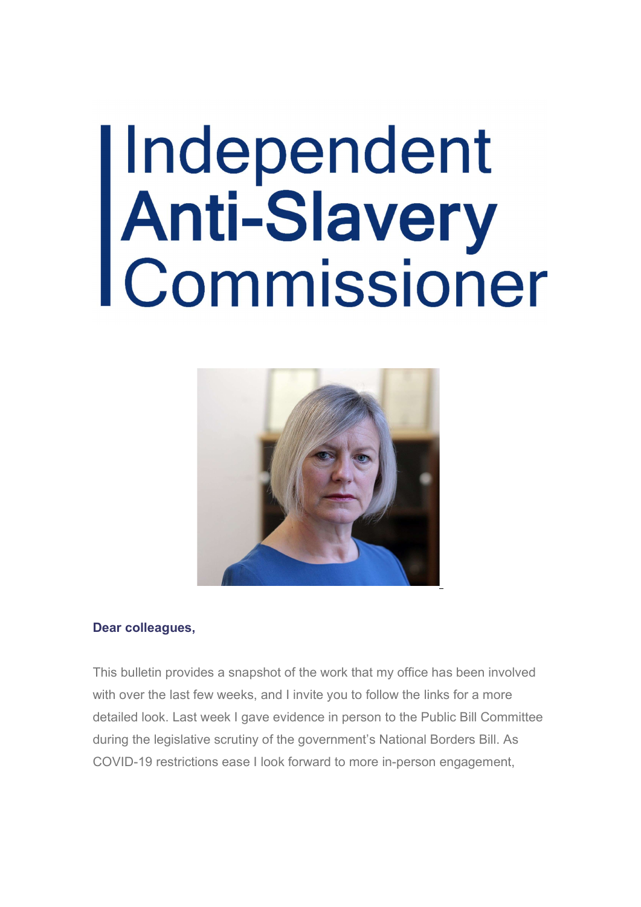# Independent Anti-Slavery Commissioner

**Dear colleagues,**

This bulletin provides a snapshot of the work that my office has been involved with over the last few weeks, and I invite you to follow the links for a more detailed look. Last week I gave evidence in person to the Public Bill Committee during the legislative scrutiny of the government's National Borders Bill. As COVID-19 restrictions ease I look forward to more in-person engagement,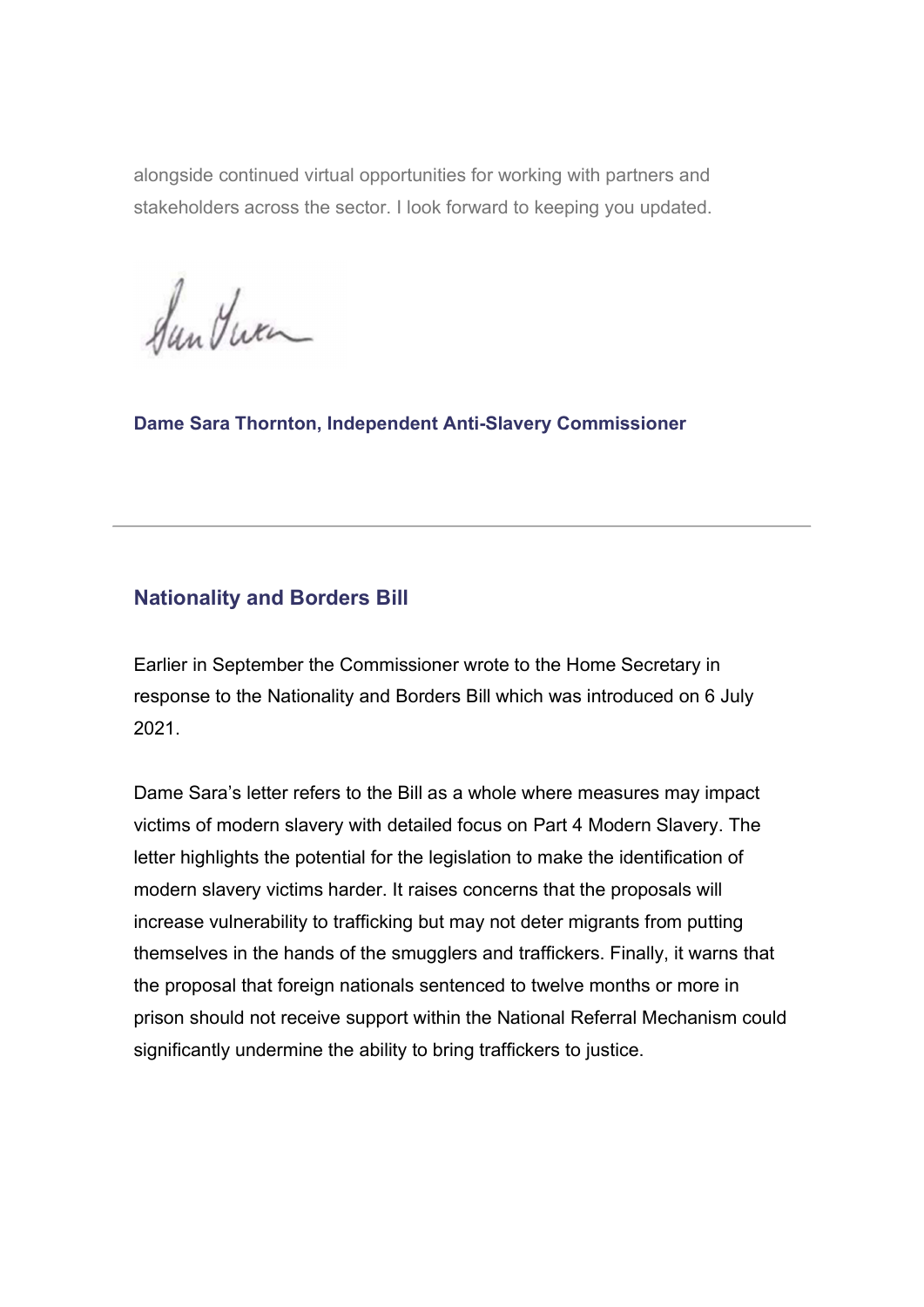alongside continued virtual opportunities for working with partners and stakeholders across the sector. I look forward to keeping you updated.

**Dame Sara Thornton, Independent Anti-Slavery Commissioner**

---

## Nationality and Borders Bill

Earlier in September the Commissioner wrote to the Home Secretary in response to the Nationality and Borders Bill which was introduced on 6 July 2021.

Dame Sara's letter refers to the Bill as a whole where measures may impact victims of modern slavery with detailed focus on Part 4 Modern Slavery. The letter highlights the potential for the legislation to make the identification of modern slavery victims harder. It raises concerns that the proposals will increase vulnerability to trafficking but may not deter migrants from putting themselves in the hands of the smugglers and traffickers. Finally, it warns that the proposal that foreign nationals sentenced to twelve months or more in prison should not receive support within the National Referral Mechanism could significantly undermine the ability to bring traffickers to justice.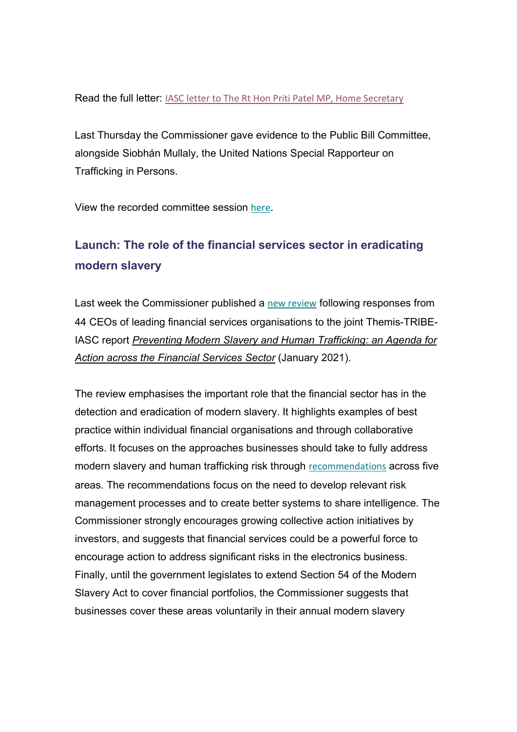Read the full letter: IASC letter to The Rt Hon Priti Patel MP, Home Secretary

Last Thursday the Commissioner gave evidence to the Public Bill Committee, alongside Siobhán Mullaly, the United Nations Special Rapporteur on Trafficking in Persons.

View the recorded committee session here.

## Launch: The role of the financial services sector in eradicating modern slavery

Last week the Commissioner published a new review following responses from 44 CEOs of leading financial services organisations to the joint Themis-TRIBE-IASC report *Preventing Modern Slavery and Human Trafficking: an Agenda for Action across the Financial Services Sector* (January 2021).

The review emphasises the important role that the financial sector has in the detection and eradication of modern slavery. It highlights examples of best practice within individual financial organisations and through collaborative efforts. It focuses on the approaches businesses should take to fully address modern slavery and human trafficking risk through recommendations across five areas. The recommendations focus on the need to develop relevant risk management processes and to create better systems to share intelligence. The Commissioner strongly encourages growing collective action initiatives by investors, and suggests that financial services could be a powerful force to encourage action to address significant risks in the electronics business. Finally, until the government legislates to extend Section 54 of the Modern Slavery Act to cover financial portfolios, the Commissioner suggests that businesses cover these areas voluntarily in their annual modern slavery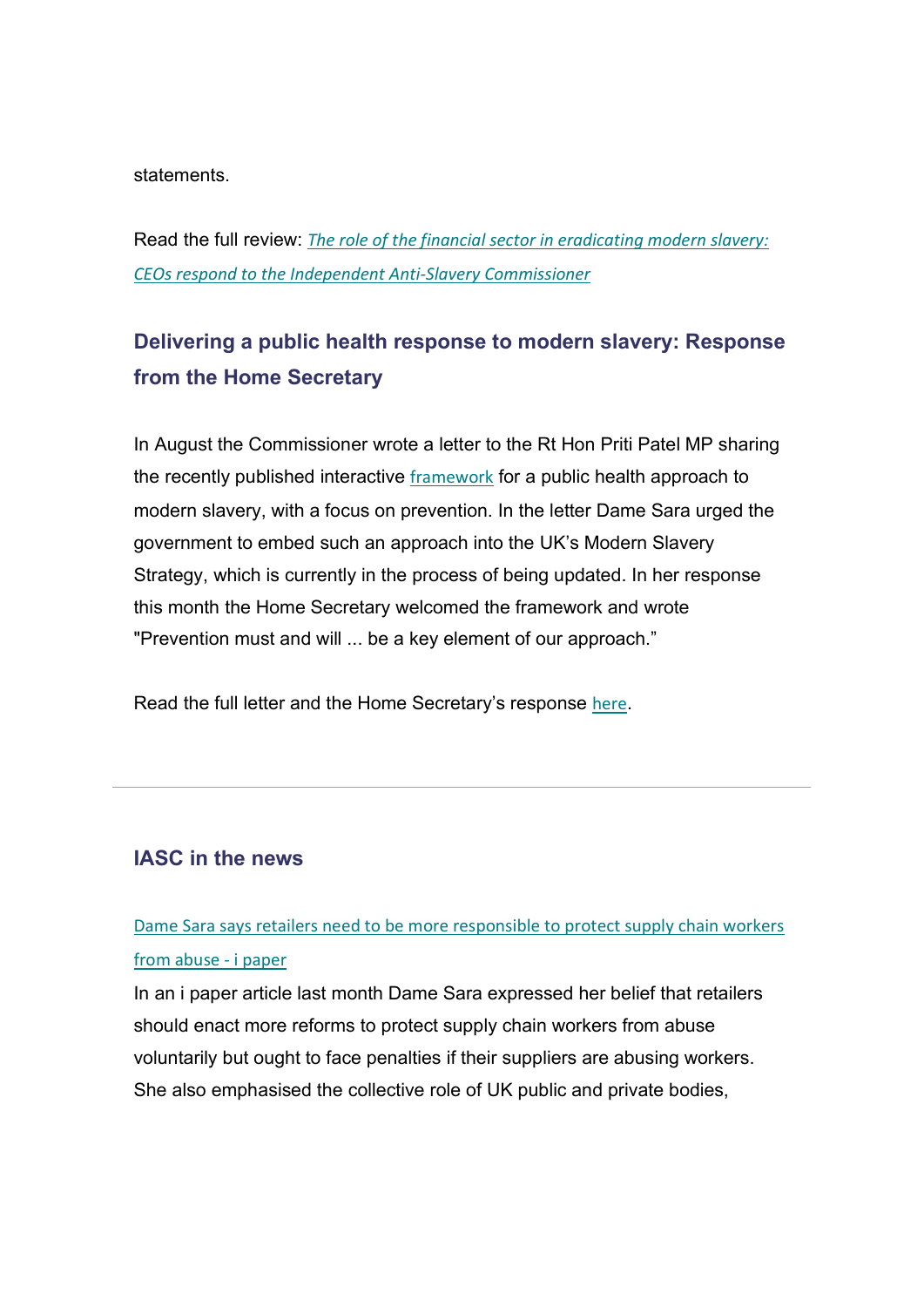statements.

Read the full review: *The role of the financial sector in eradicating modern slavery: CEOs respond to the Independent Anti-Slavery Commissioner*

### Delivering a public health response to modern slavery: Response from the Home Secretary

In August the Commissioner wrote a letter to the Rt Hon Priti Patel MP sharing the recently published interactive framework for a public health approach to modern slavery, with a focus on prevention. In the letter Dame Sara urged the government to embed such an approach into the UK's Modern Slavery Strategy, which is currently in the process of being updated. In her response this month the Home Secretary welcomed the framework and wrote "Prevention must and will ... be a key element of our approach."

Read the full letter and the Home Secretary's response here.

---

### IASC in the news

Dame Sara says retailers need to be more responsible to protect supply chain workers from abuse - i paper

In an i paper article last month Dame Sara expressed her belief that retailers should enact more reforms to protect supply chain workers from abuse voluntarily but ought to face penalties if their suppliers are abusing workers. She also emphasised the collective role of UK public and private bodies,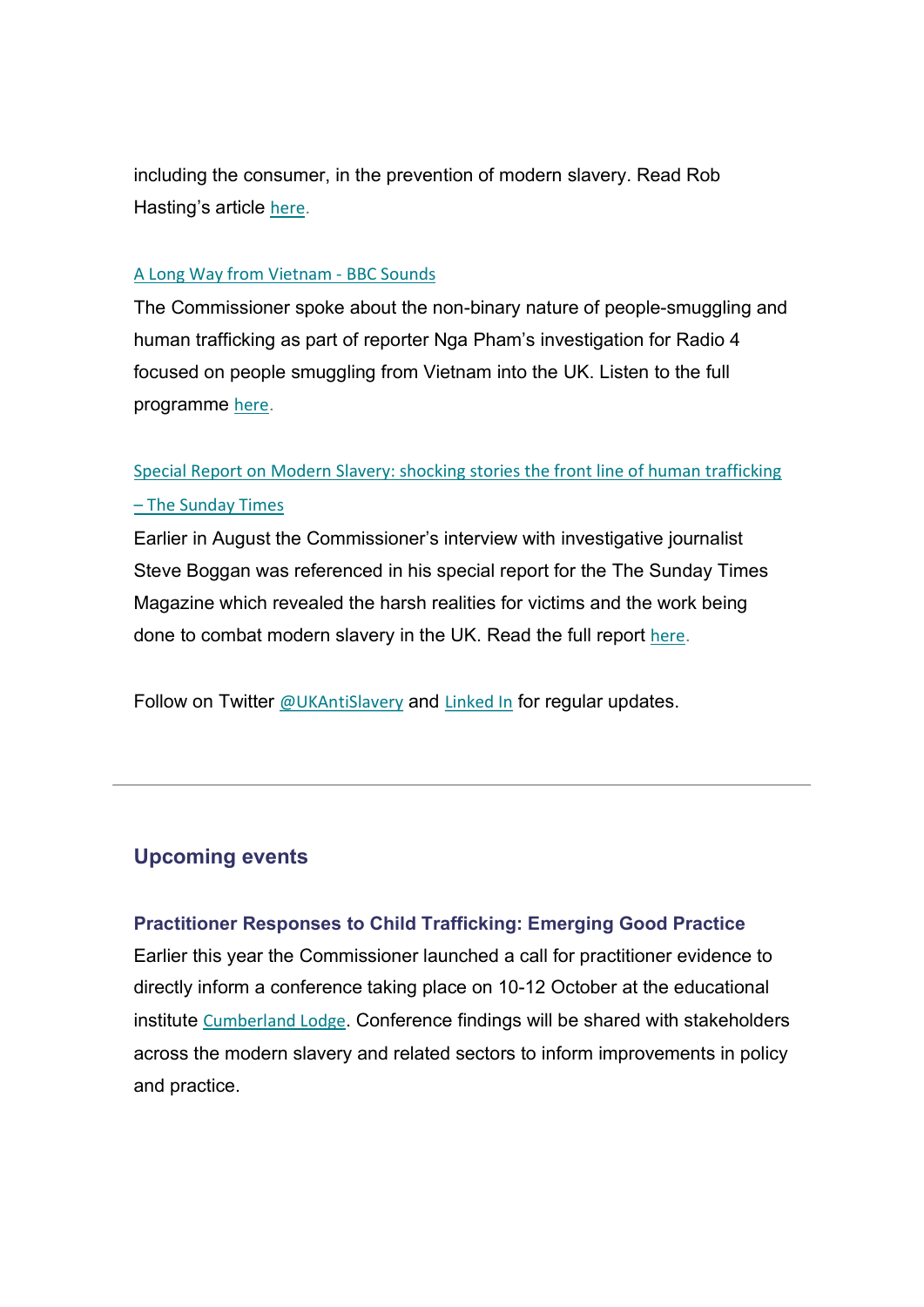including the consumer, in the prevention of modern slavery. Read Rob Hasting's article here.

A Long Way from Vietnam - BBC Sounds

The Commissioner spoke about the non-binary nature of people-smuggling and human trafficking as part of reporter Nga Pham's investigation for Radio 4 focused on people smuggling from Vietnam into the UK. Listen to the full programme here.

Special Report on Modern Slavery: shocking stories the front line of human trafficking – The Sunday Times

Earlier in August the Commissioner's interview with investigative journalist Steve Boggan was referenced in his special report for the The Sunday Times Magazine which revealed the harsh realities for victims and the work being done to combat modern slavery in the UK. Read the full report here.

Follow on Twitter @UKAntiSlavery and Linked In for regular updates.

---

## Upcoming events

**Practitioner Responses to Child Trafficking: Emerging Good Practice**

Earlier this year the Commissioner launched a call for practitioner evidence to directly inform a conference taking place on 10-12 October at the educational institute Cumberland Lodge. Conference findings will be shared with stakeholders across the modern slavery and related sectors to inform improvements in policy and practice.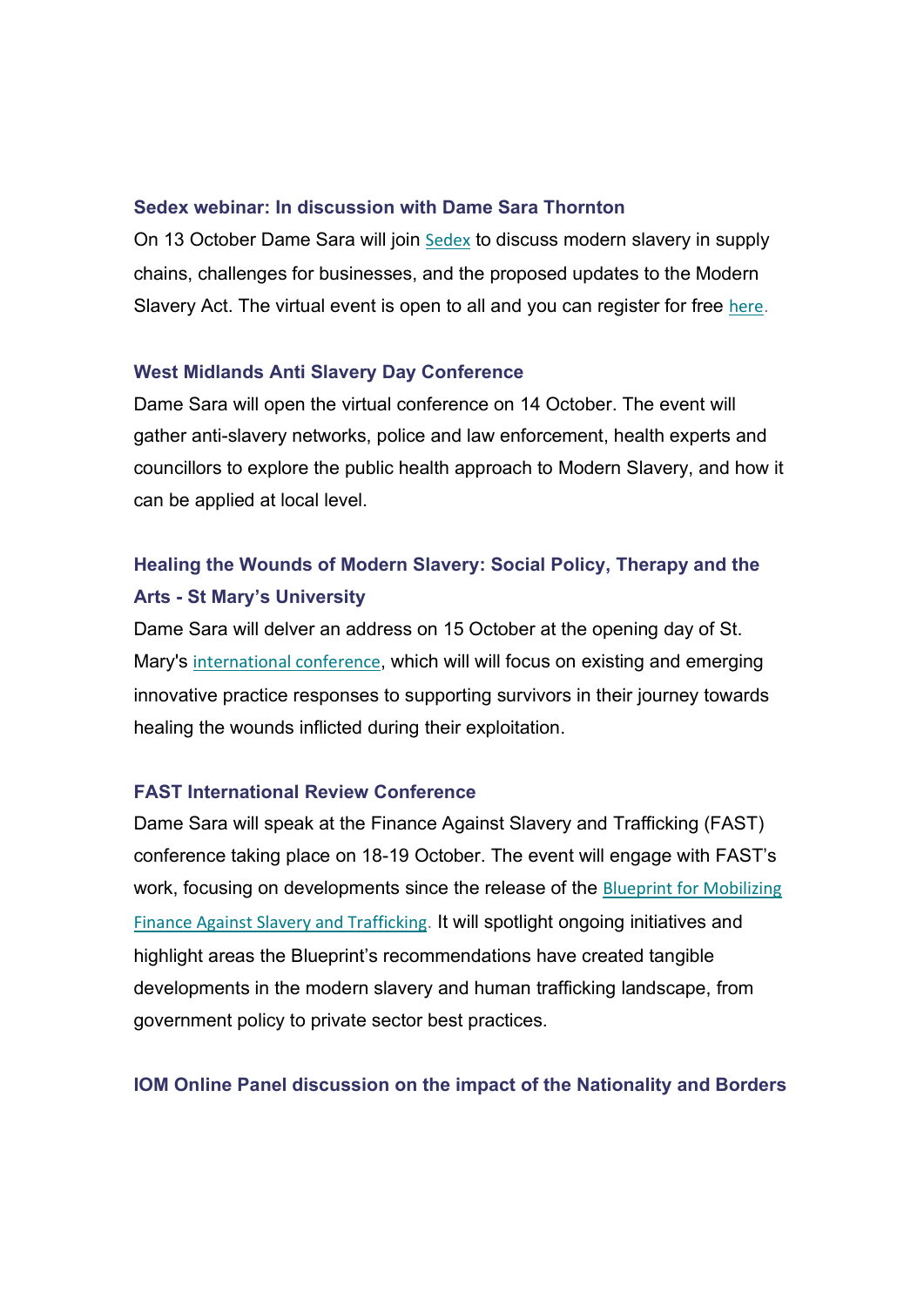### Sedex webinar: In discussion with Dame Sara Thornton

On 13 October Dame Sara will join Sedex to discuss modern slavery in supply chains, challenges for businesses, and the proposed updates to the Modern Slavery Act. The virtual event is open to all and you can register for free here.

### West Midlands Anti Slavery Day Conference

Dame Sara will open the virtual conference on 14 October. The event will gather anti-slavery networks, police and law enforcement, health experts and councillors to explore the public health approach to Modern Slavery, and how it can be applied at local level.

### Healing the Wounds of Modern Slavery: Social Policy, Therapy and the Arts - St Mary's University

Dame Sara will delver an address on 15 October at the opening day of St. Mary's international conference, which will will focus on existing and emerging innovative practice responses to supporting survivors in their journey towards healing the wounds inflicted during their exploitation.

### FAST International Review Conference

Dame Sara will speak at the Finance Against Slavery and Trafficking (FAST) conference taking place on 18-19 October. The event will engage with FAST's work, focusing on developments since the release of the Blueprint for Mobilizing Finance Against Slavery and Trafficking. It will spotlight ongoing initiatives and highlight areas the Blueprint's recommendations have created tangible developments in the modern slavery and human trafficking landscape, from government policy to private sector best practices.

### IOM Online Panel discussion on the impact of the Nationality and Borders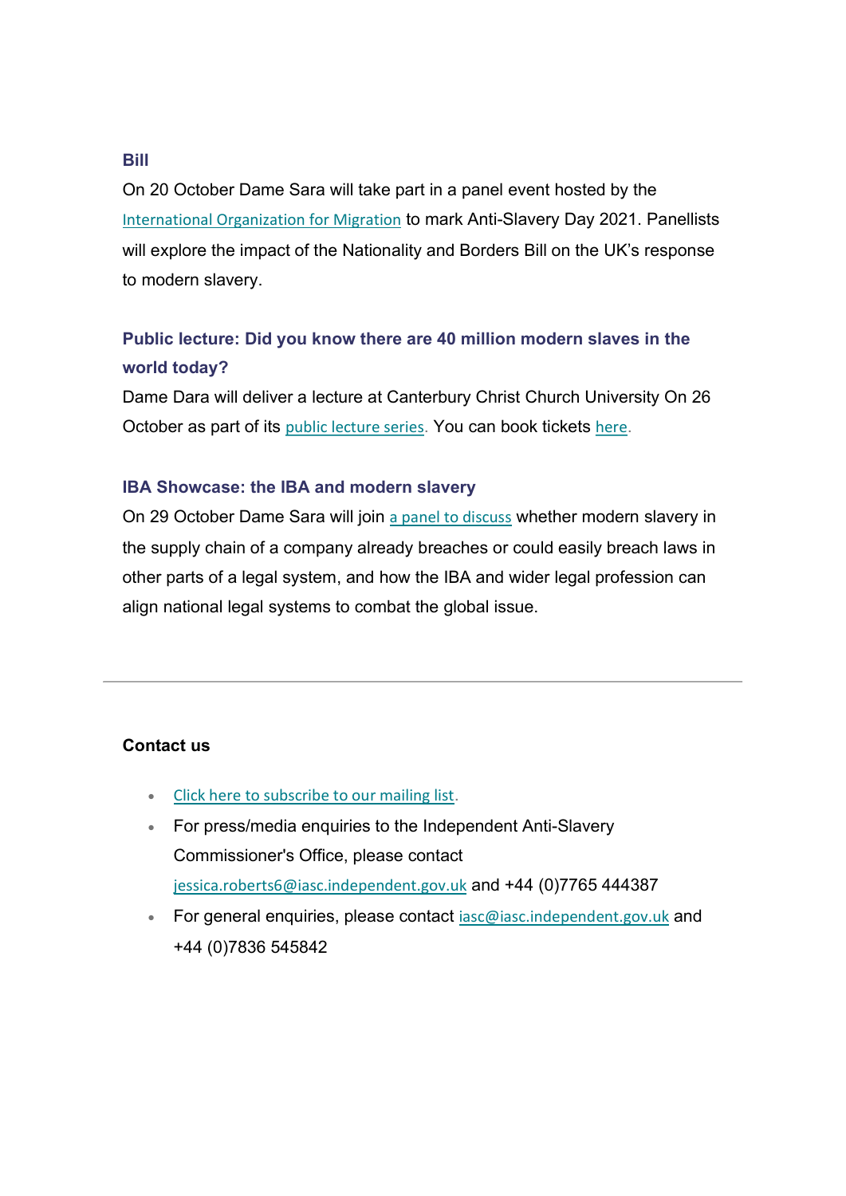### Bill

On 20 October Dame Sara will take part in a panel event hosted by the International Organization for Migration to mark Anti-Slavery Day 2021. Panellists will explore the impact of the Nationality and Borders Bill on the UK's response to modern slavery.

### Public lecture: Did you know there are 40 million modern slaves in the world today?

Dame Dara will deliver a lecture at Canterbury Christ Church University On 26 October as part of its public lecture series. You can book tickets here.

### IBA Showcase: the IBA and modern slavery

On 29 October Dame Sara will join a panel to discuss whether modern slavery in the supply chain of a company already breaches or could easily breach laws in other parts of a legal system, and how the IBA and wider legal profession can align national legal systems to combat the global issue.

---

**Contact us**

- Click here to subscribe to our mailing list.
- For press/media enquiries to the Independent Anti-Slavery Commissioner's Office, please contact jessica.roberts6@iasc.independent.gov.uk and +44 (0)7765 444387
- For general enquiries, please contact iasc@iasc.independent.gov.uk and +44 (0)7836 545842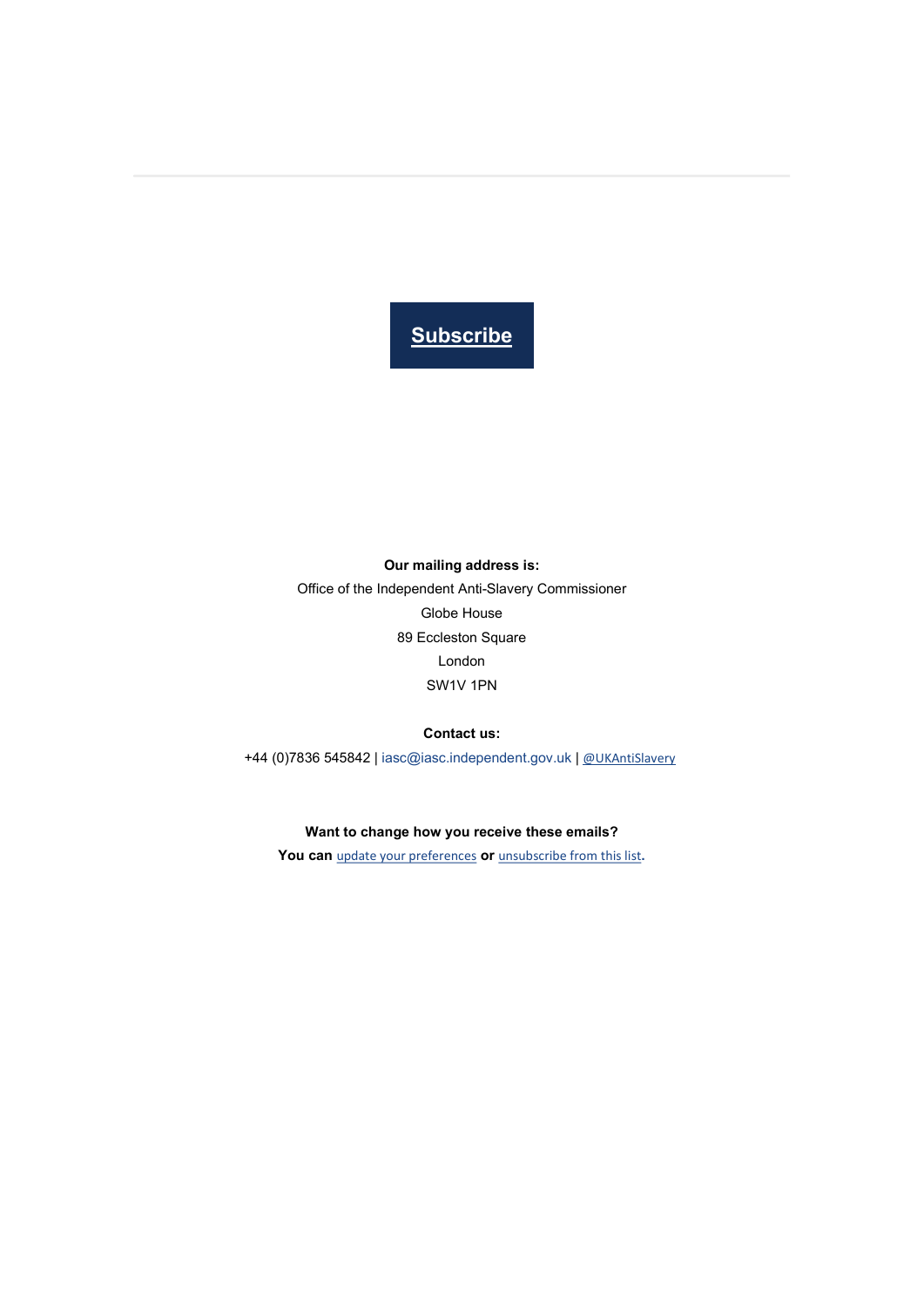---

**Subscribe**

**Our mailing address is:**

Office of the Independent Anti-Slavery Commissioner
Globe House
89 Eccleston Square
London
SW1V 1PN

**Contact us:**

+44 (0)7836 545842 | iasc@iasc.independent.gov.uk | @UKAntiSlavery

**Want to change how you receive these emails?**

**You can** update your preferences **or** unsubscribe from this list.